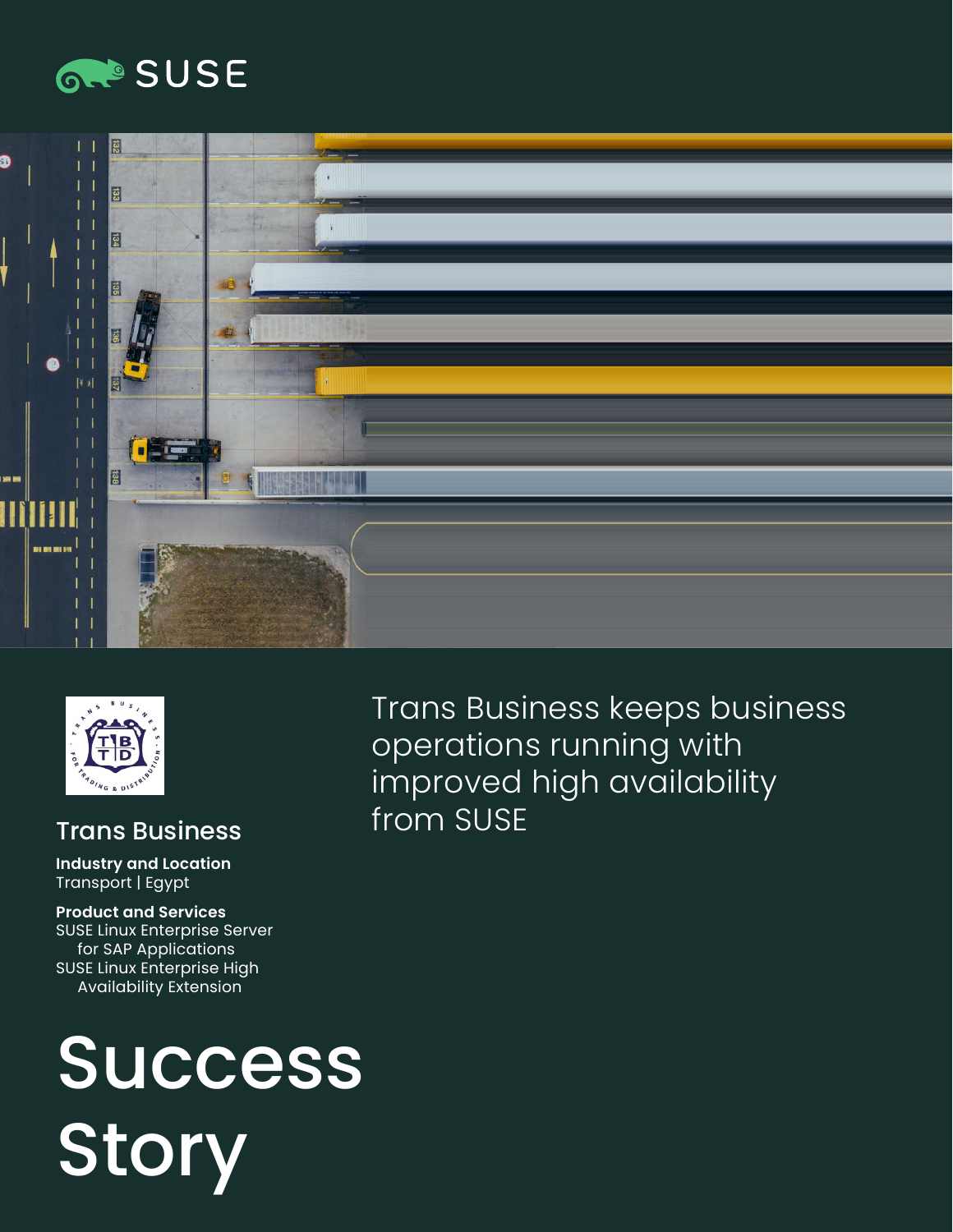SUSE

# Trans Business keeps business operations running with improved high availability from SUSE

## Trans Business

**Industry and Location**
Transport | Egypt

**Product and Services**
SUSE Linux Enterprise Server for SAP Applications
SUSE Linux Enterprise High Availability Extension

# Success Story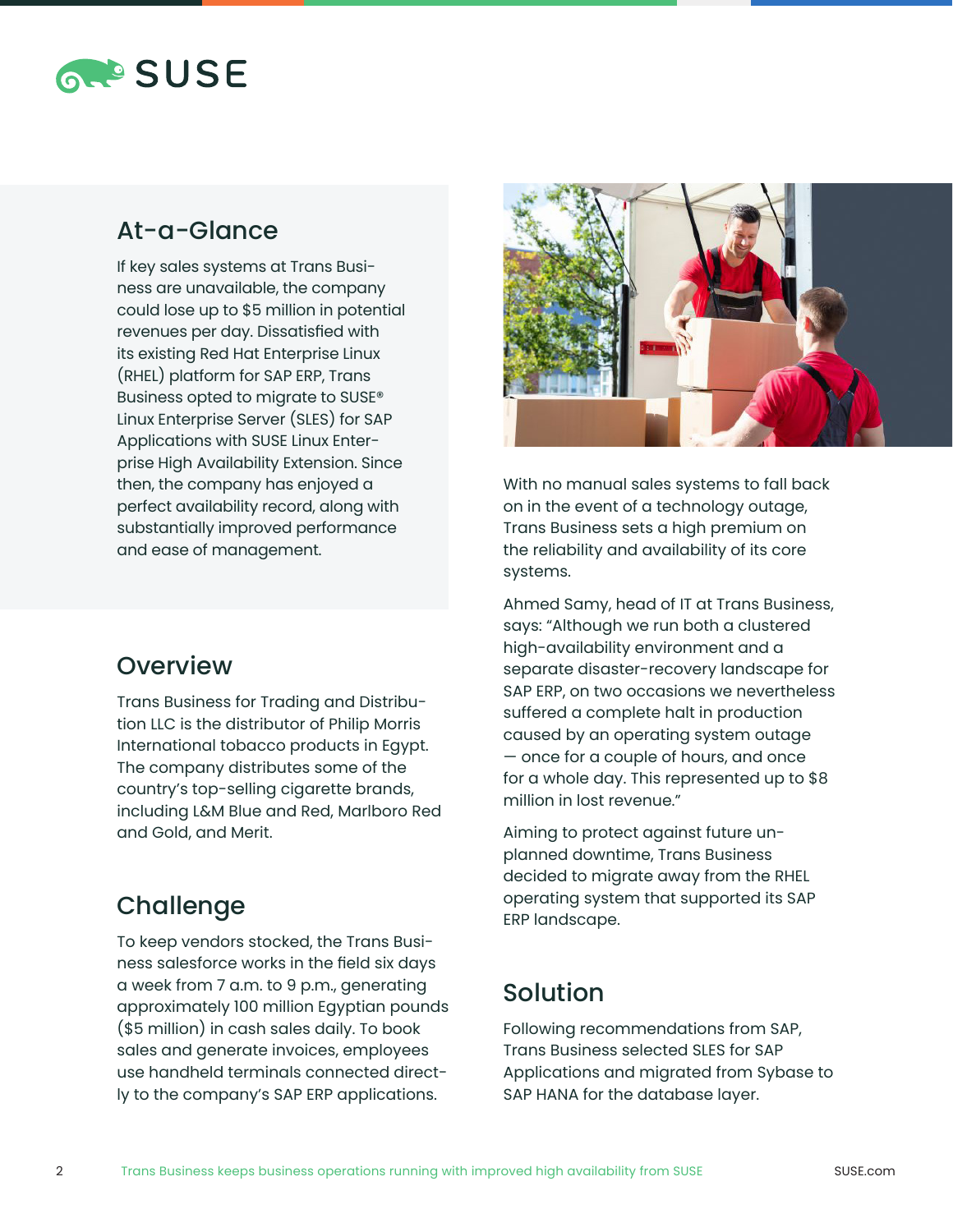## At-a-Glance

If key sales systems at Trans Business are unavailable, the company could lose up to $5 million in potential revenues per day. Dissatisfied with its existing Red Hat Enterprise Linux (RHEL) platform for SAP ERP, Trans Business opted to migrate to SUSE® Linux Enterprise Server (SLES) for SAP Applications with SUSE Linux Enterprise High Availability Extension. Since then, the company has enjoyed a perfect availability record, along with substantially improved performance and ease of management.

## Overview

Trans Business for Trading and Distribution LLC is the distributor of Philip Morris International tobacco products in Egypt. The company distributes some of the country's top-selling cigarette brands, including L&M Blue and Red, Marlboro Red and Gold, and Merit.

## Challenge

To keep vendors stocked, the Trans Business salesforce works in the field six days a week from 7 a.m. to 9 p.m., generating approximately 100 million Egyptian pounds ($5 million) in cash sales daily. To book sales and generate invoices, employees use handheld terminals connected directly to the company's SAP ERP applications.

With no manual sales systems to fall back on in the event of a technology outage, Trans Business sets a high premium on the reliability and availability of its core systems.

Ahmed Samy, head of IT at Trans Business, says: "Although we run both a clustered high-availability environment and a separate disaster-recovery landscape for SAP ERP, on two occasions we nevertheless suffered a complete halt in production caused by an operating system outage — once for a couple of hours, and once for a whole day. This represented up to $8 million in lost revenue."

Aiming to protect against future unplanned downtime, Trans Business decided to migrate away from the RHEL operating system that supported its SAP ERP landscape.

## Solution

Following recommendations from SAP, Trans Business selected SLES for SAP Applications and migrated from Sybase to SAP HANA for the database layer.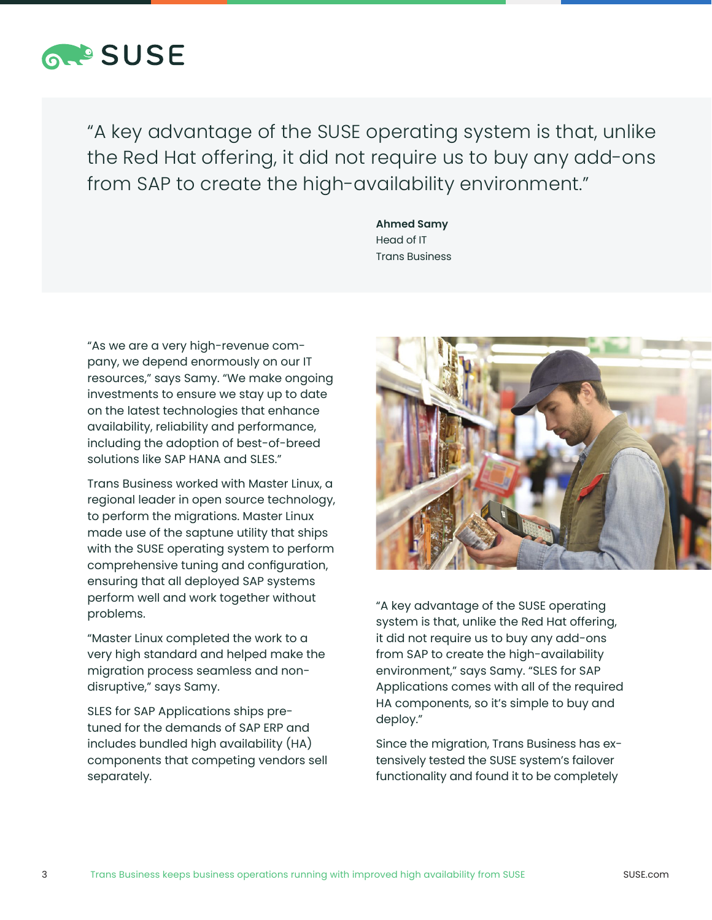> "A key advantage of the SUSE operating system is that, unlike the Red Hat offering, it did not require us to buy any add-ons from SAP to create the high-availability environment."
>
> **Ahmed Samy**
> Head of IT
> Trans Business

"As we are a very high-revenue company, we depend enormously on our IT resources," says Samy. "We make ongoing investments to ensure we stay up to date on the latest technologies that enhance availability, reliability and performance, including the adoption of best-of-breed solutions like SAP HANA and SLES."

Trans Business worked with Master Linux, a regional leader in open source technology, to perform the migrations. Master Linux made use of the saptune utility that ships with the SUSE operating system to perform comprehensive tuning and configuration, ensuring that all deployed SAP systems perform well and work together without problems.

"Master Linux completed the work to a very high standard and helped make the migration process seamless and non-disruptive," says Samy.

SLES for SAP Applications ships pre-tuned for the demands of SAP ERP and includes bundled high availability (HA) components that competing vendors sell separately.

"A key advantage of the SUSE operating system is that, unlike the Red Hat offering, it did not require us to buy any add-ons from SAP to create the high-availability environment," says Samy. "SLES for SAP Applications comes with all of the required HA components, so it's simple to buy and deploy."

Since the migration, Trans Business has extensively tested the SUSE system's failover functionality and found it to be completely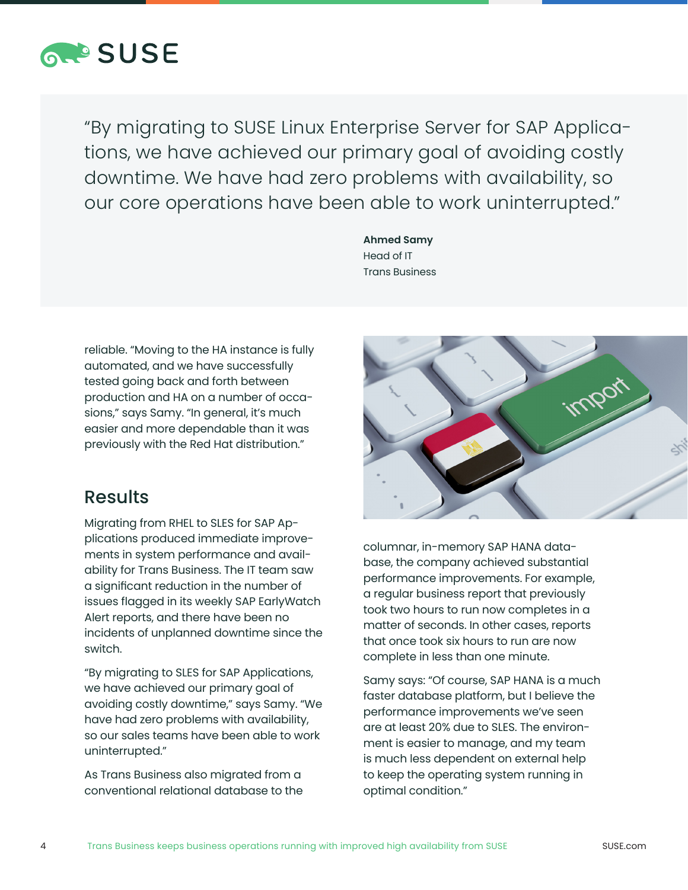> "By migrating to SUSE Linux Enterprise Server for SAP Applications, we have achieved our primary goal of avoiding costly downtime. We have had zero problems with availability, so our core operations have been able to work uninterrupted."
>
> **Ahmed Samy**
> Head of IT
> Trans Business

reliable. "Moving to the HA instance is fully automated, and we have successfully tested going back and forth between production and HA on a number of occasions," says Samy. "In general, it's much easier and more dependable than it was previously with the Red Hat distribution."

## Results

Migrating from RHEL to SLES for SAP Applications produced immediate improvements in system performance and availability for Trans Business. The IT team saw a significant reduction in the number of issues flagged in its weekly SAP EarlyWatch Alert reports, and there have been no incidents of unplanned downtime since the switch.

"By migrating to SLES for SAP Applications, we have achieved our primary goal of avoiding costly downtime," says Samy. "We have had zero problems with availability, so our sales teams have been able to work uninterrupted."

As Trans Business also migrated from a conventional relational database to the columnar, in-memory SAP HANA database, the company achieved substantial performance improvements. For example, a regular business report that previously took two hours to run now completes in a matter of seconds. In other cases, reports that once took six hours to run are now complete in less than one minute.

Samy says: "Of course, SAP HANA is a much faster database platform, but I believe the performance improvements we've seen are at least 20% due to SLES. The environment is easier to manage, and my team is much less dependent on external help to keep the operating system running in optimal condition."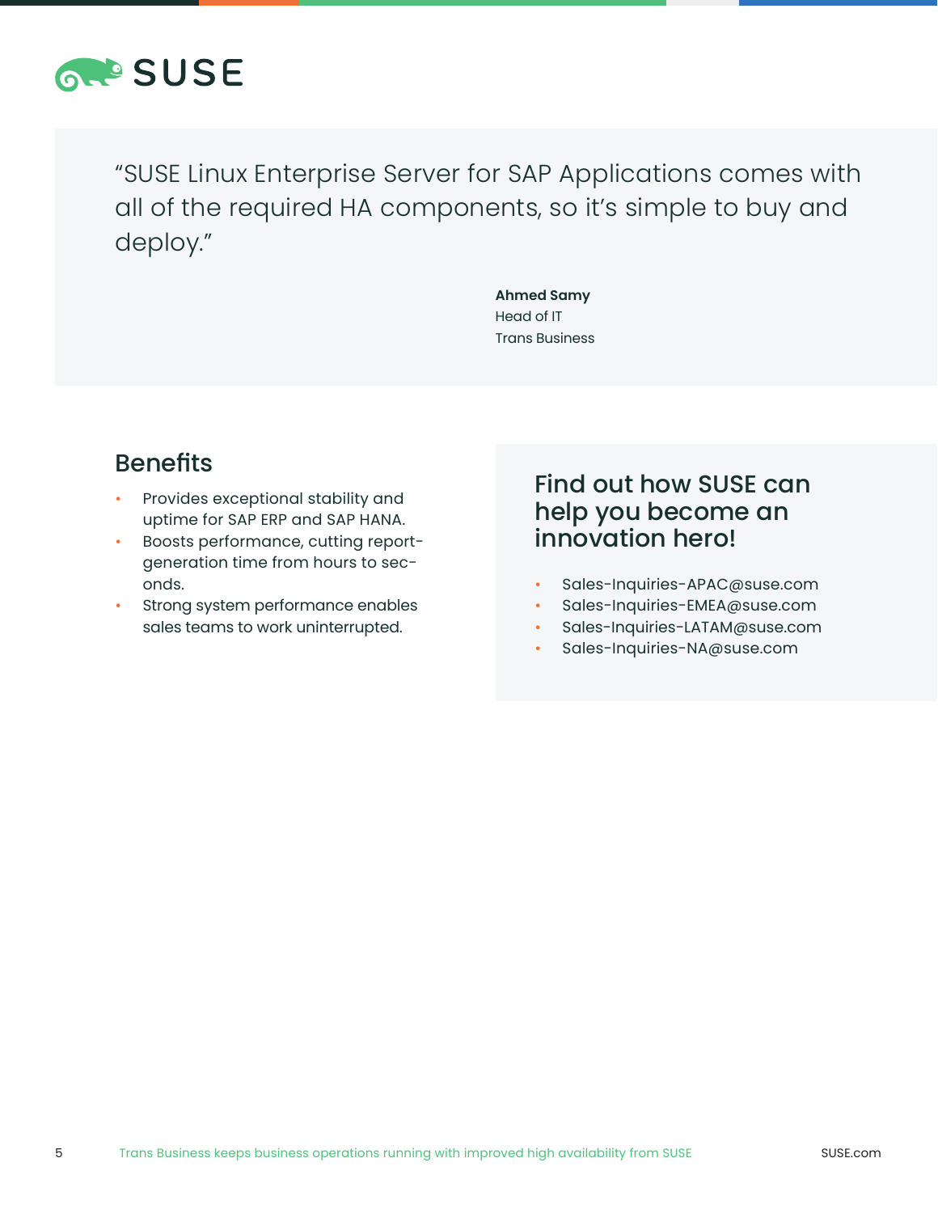"SUSE Linux Enterprise Server for SAP Applications comes with all of the required HA components, so it's simple to buy and deploy."

**Ahmed Samy**
Head of IT
Trans Business

## Benefits

- Provides exceptional stability and uptime for SAP ERP and SAP HANA.
- Boosts performance, cutting report-generation time from hours to seconds.
- Strong system performance enables sales teams to work uninterrupted.

## Find out how SUSE can help you become an innovation hero!

- Sales-Inquiries-APAC@suse.com
- Sales-Inquiries-EMEA@suse.com
- Sales-Inquiries-LATAM@suse.com
- Sales-Inquiries-NA@suse.com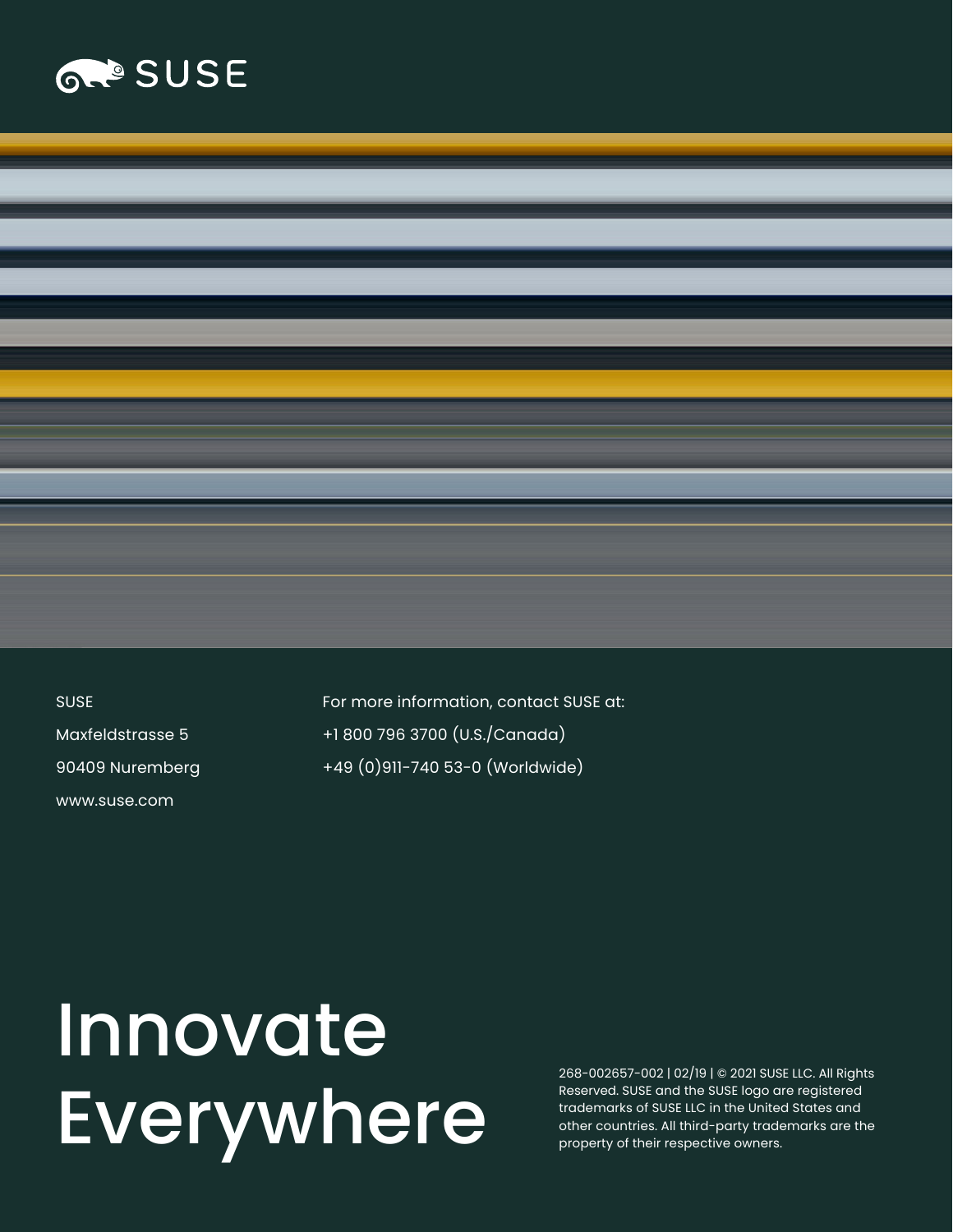SUSE

Maxfeldstrasse 5

90409 Nuremberg

www.suse.com

For more information, contact SUSE at:

+1 800 796 3700 (U.S./Canada)

+49 (0)911-740 53-0 (Worldwide)

# Innovate Everywhere

268-002657-002 | 02/19 | © 2021 SUSE LLC. All Rights Reserved. SUSE and the SUSE logo are registered trademarks of SUSE LLC in the United States and other countries. All third-party trademarks are the property of their respective owners.